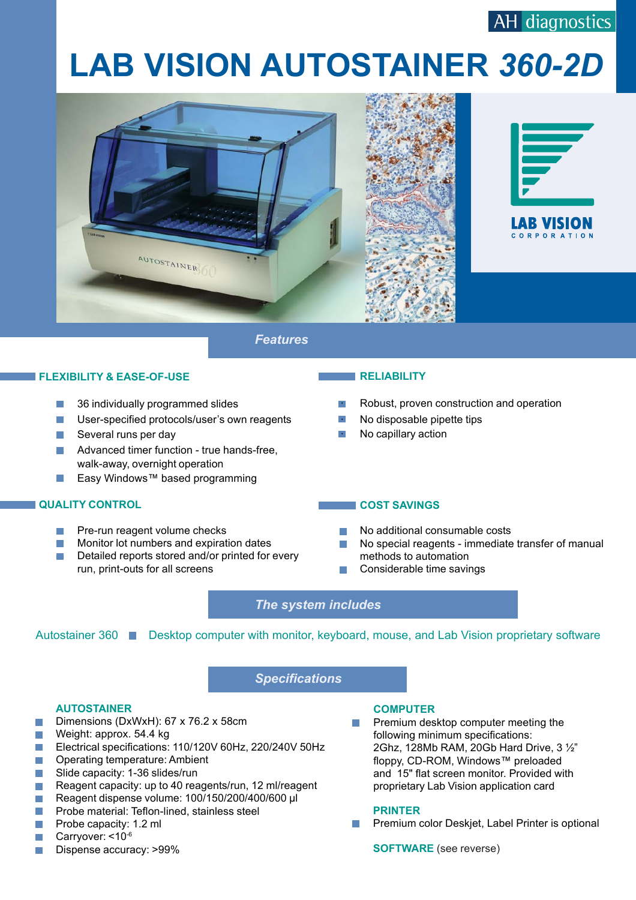AH diagnostics

# LAB VISION AUTOSTAINER *360-2D*

LAB VISION CORPORATION

## *Features*

### FLEXIBILITY & EASE-OF-USE

- 36 individually programmed slides
- User-specified protocols/user's own reagents
- Several runs per day
- Advanced timer function - true hands-free, walk-away, overnight operation
- Easy Windows™ based programming

### RELIABILITY

- Robust, proven construction and operation
- No disposable pipette tips
- No capillary action

### QUALITY CONTROL

- Pre-run reagent volume checks
- Monitor lot numbers and expiration dates
- Detailed reports stored and/or printed for every run, print-outs for all screens

### COST SAVINGS

- No additional consumable costs
- No special reagents - immediate transfer of manual methods to automation
- Considerable time savings

## *The system includes*

Autostainer 360 ■ Desktop computer with monitor, keyboard, mouse, and Lab Vision proprietary software

## *Specifications*

### AUTOSTAINER

- Dimensions (DxWxH): 67 x 76.2 x 58cm
- Weight: approx. 54.4 kg
- Electrical specifications: 110/120V 60Hz, 220/240V 50Hz
- Operating temperature: Ambient
- Slide capacity: 1-36 slides/run
- Reagent capacity: up to 40 reagents/run, 12 ml/reagent
- Reagent dispense volume: 100/150/200/400/600 µl
- Probe material: Teflon-lined, stainless steel
- Probe capacity: 1.2 ml
- Carryover: $<10^{-6}$
- Dispense accuracy: >99%

### COMPUTER

- Premium desktop computer meeting the following minimum specifications: 2Ghz, 128Mb RAM, 20Gb Hard Drive, 3 ½" floppy, CD-ROM, Windows™ preloaded and 15" flat screen monitor. Provided with proprietary Lab Vision application card

### PRINTER

- Premium color Deskjet, Label Printer is optional

**SOFTWARE** (see reverse)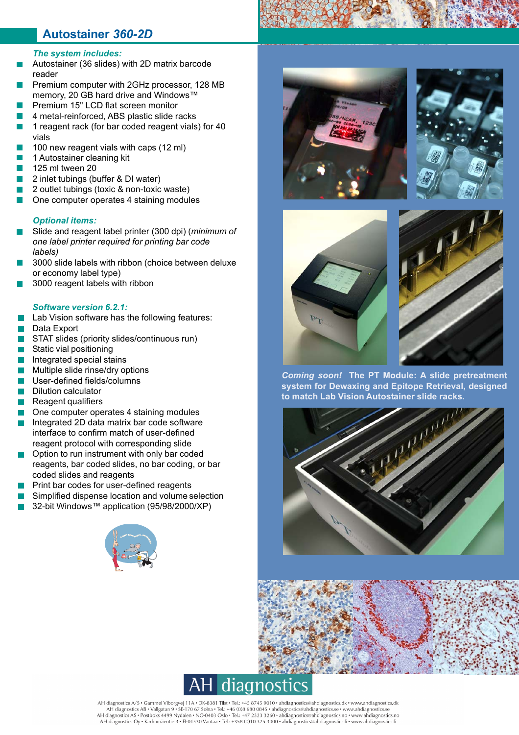## Autostainer *360-2D*

***The system includes:***

- Autostainer (36 slides) with 2D matrix barcode reader
- Premium computer with 2GHz processor, 128 MB memory, 20 GB hard drive and Windows™
- Premium 15" LCD flat screen monitor
- 4 metal-reinforced, ABS plastic slide racks
- 1 reagent rack (for bar coded reagent vials) for 40 vials
- 100 new reagent vials with caps (12 ml)
- 1 Autostainer cleaning kit
- 125 ml tween 20
- 2 inlet tubings (buffer & DI water)
- 2 outlet tubings (toxic & non-toxic waste)
- One computer operates 4 staining modules

***Optional items:***

- Slide and reagent label printer (300 dpi) (*minimum of one label printer required for printing bar code labels)*
- 3000 slide labels with ribbon (choice between deluxe or economy label type)
- 3000 reagent labels with ribbon

***Software version 6.2.1:***

- Lab Vision software has the following features:
- Data Export
- STAT slides (priority slides/continuous run)
- Static vial positioning
- Integrated special stains
- Multiple slide rinse/dry options
- User-defined fields/columns
- Dilution calculator
- Reagent qualifiers
- One computer operates 4 staining modules
- Integrated 2D data matrix bar code software interface to confirm match of user-defined reagent protocol with corresponding slide
- Option to run instrument with only bar coded reagents, bar coded slides, no bar coding, or bar coded slides and reagents
- Print bar codes for user-defined reagents
- Simplified dispense location and volume selection
- 32-bit Windows™ application (95/98/2000/XP)

***Coming soon!*** **The PT Module: A slide pretreatment system for Dewaxing and Epitope Retrieval, designed to match Lab Vision Autostainer slide racks.**

AH diagnostics

AH diagnostics A/S • Gammel Viborgvej 11A • DK-8381 Tilst • Tel.: +45 8745 9010 • ahdiagnostics@ahdiagnostics.dk • www.ahdiagnostics.dk
AH diagnostics AB • Vallgatan 9 • SE-170 67 Solna • Tel.: +46 (0)8 680 0845 • ahdiagnostics@ahdiagnostics.se • www.ahdiagnostics.se
AH diagnostics AS • Postboks 4499 Nydalen • NO-0403 Oslo • Tel.: +47 2323 3260 • ahdiagnostics@ahdiagnostics.no • www.ahdiagnostics.no
AH diagnostics Oy • Karhumäentie 3 • FI-01530 Vantaa • Tel.: +358 (0)10 325 3000 • ahdiagnostics@ahdiagnostics.fi • www.ahdiagnostics.fi